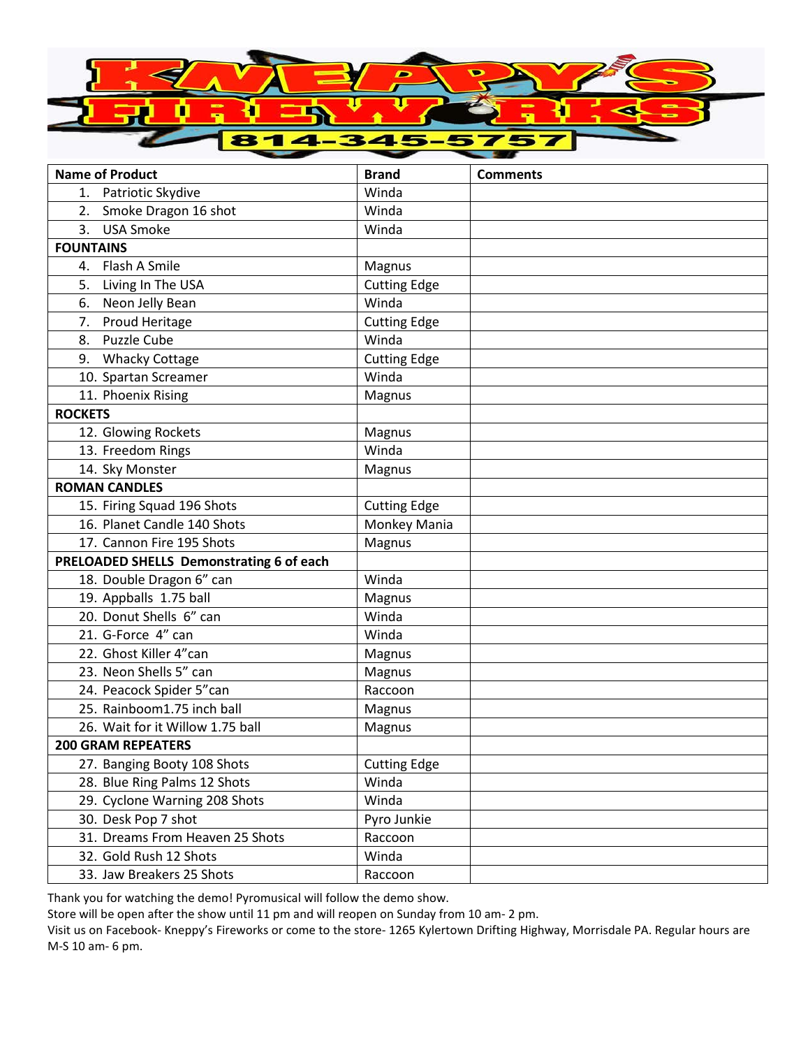# KNEPPY'S FIREWORKS

**814-345-5757**

| Name of Product | Brand | Comments |
|---|---|---|
| 1. Patriotic Skydive | Winda | |
| 2. Smoke Dragon 16 shot | Winda | |
| 3. USA Smoke | Winda | |
| **FOUNTAINS** | | |
| 4. Flash A Smile | Magnus | |
| 5. Living In The USA | Cutting Edge | |
| 6. Neon Jelly Bean | Winda | |
| 7. Proud Heritage | Cutting Edge | |
| 8. Puzzle Cube | Winda | |
| 9. Whacky Cottage | Cutting Edge | |
| 10. Spartan Screamer | Winda | |
| 11. Phoenix Rising | Magnus | |
| **ROCKETS** | | |
| 12. Glowing Rockets | Magnus | |
| 13. Freedom Rings | Winda | |
| 14. Sky Monster | Magnus | |
| **ROMAN CANDLES** | | |
| 15. Firing Squad 196 Shots | Cutting Edge | |
| 16. Planet Candle 140 Shots | Monkey Mania | |
| 17. Cannon Fire 195 Shots | Magnus | |
| **PRELOADED SHELLS Demonstrating 6 of each** | | |
| 18. Double Dragon 6" can | Winda | |
| 19. Appballs 1.75 ball | Magnus | |
| 20. Donut Shells 6" can | Winda | |
| 21. G-Force 4" can | Winda | |
| 22. Ghost Killer 4"can | Magnus | |
| 23. Neon Shells 5" can | Magnus | |
| 24. Peacock Spider 5"can | Raccoon | |
| 25. Rainboom1.75 inch ball | Magnus | |
| 26. Wait for it Willow 1.75 ball | Magnus | |
| **200 GRAM REPEATERS** | | |
| 27. Banging Booty 108 Shots | Cutting Edge | |
| 28. Blue Ring Palms 12 Shots | Winda | |
| 29. Cyclone Warning 208 Shots | Winda | |
| 30. Desk Pop 7 shot | Pyro Junkie | |
| 31. Dreams From Heaven 25 Shots | Raccoon | |
| 32. Gold Rush 12 Shots | Winda | |
| 33. Jaw Breakers 25 Shots | Raccoon | |

Thank you for watching the demo! Pyromusical will follow the demo show.
Store will be open after the show until 11 pm and will reopen on Sunday from 10 am- 2 pm.
Visit us on Facebook- Kneppy's Fireworks or come to the store- 1265 Kylertown Drifting Highway, Morrisdale PA. Regular hours are M-S 10 am- 6 pm.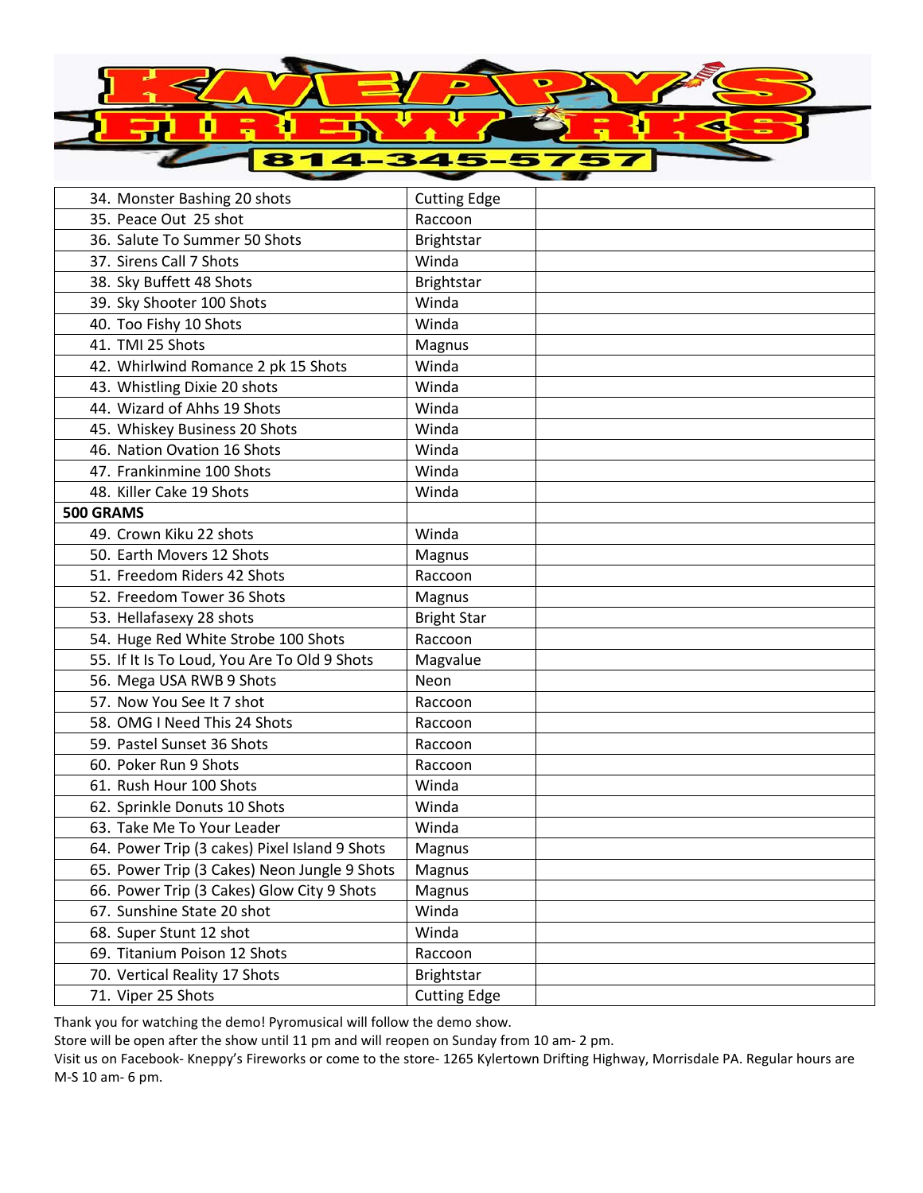# KNEPPY'S FIREWORKS

814-345-5757

| | | |
|---|---|---|
| 34. Monster Bashing 20 shots | Cutting Edge | |
| 35. Peace Out 25 shot | Raccoon | |
| 36. Salute To Summer 50 Shots | Brightstar | |
| 37. Sirens Call 7 Shots | Winda | |
| 38. Sky Buffett 48 Shots | Brightstar | |
| 39. Sky Shooter 100 Shots | Winda | |
| 40. Too Fishy 10 Shots | Winda | |
| 41. TMI 25 Shots | Magnus | |
| 42. Whirlwind Romance 2 pk 15 Shots | Winda | |
| 43. Whistling Dixie 20 shots | Winda | |
| 44. Wizard of Ahhs 19 Shots | Winda | |
| 45. Whiskey Business 20 Shots | Winda | |
| 46. Nation Ovation 16 Shots | Winda | |
| 47. Frankinmine 100 Shots | Winda | |
| 48. Killer Cake 19 Shots | Winda | |
| **500 GRAMS** | | |
| 49. Crown Kiku 22 shots | Winda | |
| 50. Earth Movers 12 Shots | Magnus | |
| 51. Freedom Riders 42 Shots | Raccoon | |
| 52. Freedom Tower 36 Shots | Magnus | |
| 53. Hellafasexy 28 shots | Bright Star | |
| 54. Huge Red White Strobe 100 Shots | Raccoon | |
| 55. If It Is To Loud, You Are To Old 9 Shots | Magvalue | |
| 56. Mega USA RWB 9 Shots | Neon | |
| 57. Now You See It 7 shot | Raccoon | |
| 58. OMG I Need This 24 Shots | Raccoon | |
| 59. Pastel Sunset 36 Shots | Raccoon | |
| 60. Poker Run 9 Shots | Raccoon | |
| 61. Rush Hour 100 Shots | Winda | |
| 62. Sprinkle Donuts 10 Shots | Winda | |
| 63. Take Me To Your Leader | Winda | |
| 64. Power Trip (3 cakes) Pixel Island 9 Shots | Magnus | |
| 65. Power Trip (3 Cakes) Neon Jungle 9 Shots | Magnus | |
| 66. Power Trip (3 Cakes) Glow City 9 Shots | Magnus | |
| 67. Sunshine State 20 shot | Winda | |
| 68. Super Stunt 12 shot | Winda | |
| 69. Titanium Poison 12 Shots | Raccoon | |
| 70. Vertical Reality 17 Shots | Brightstar | |
| 71. Viper 25 Shots | Cutting Edge | |

Thank you for watching the demo! Pyromusical will follow the demo show.
Store will be open after the show until 11 pm and will reopen on Sunday from 10 am- 2 pm.
Visit us on Facebook- Kneppy's Fireworks or come to the store- 1265 Kylertown Drifting Highway, Morrisdale PA. Regular hours are M-S 10 am- 6 pm.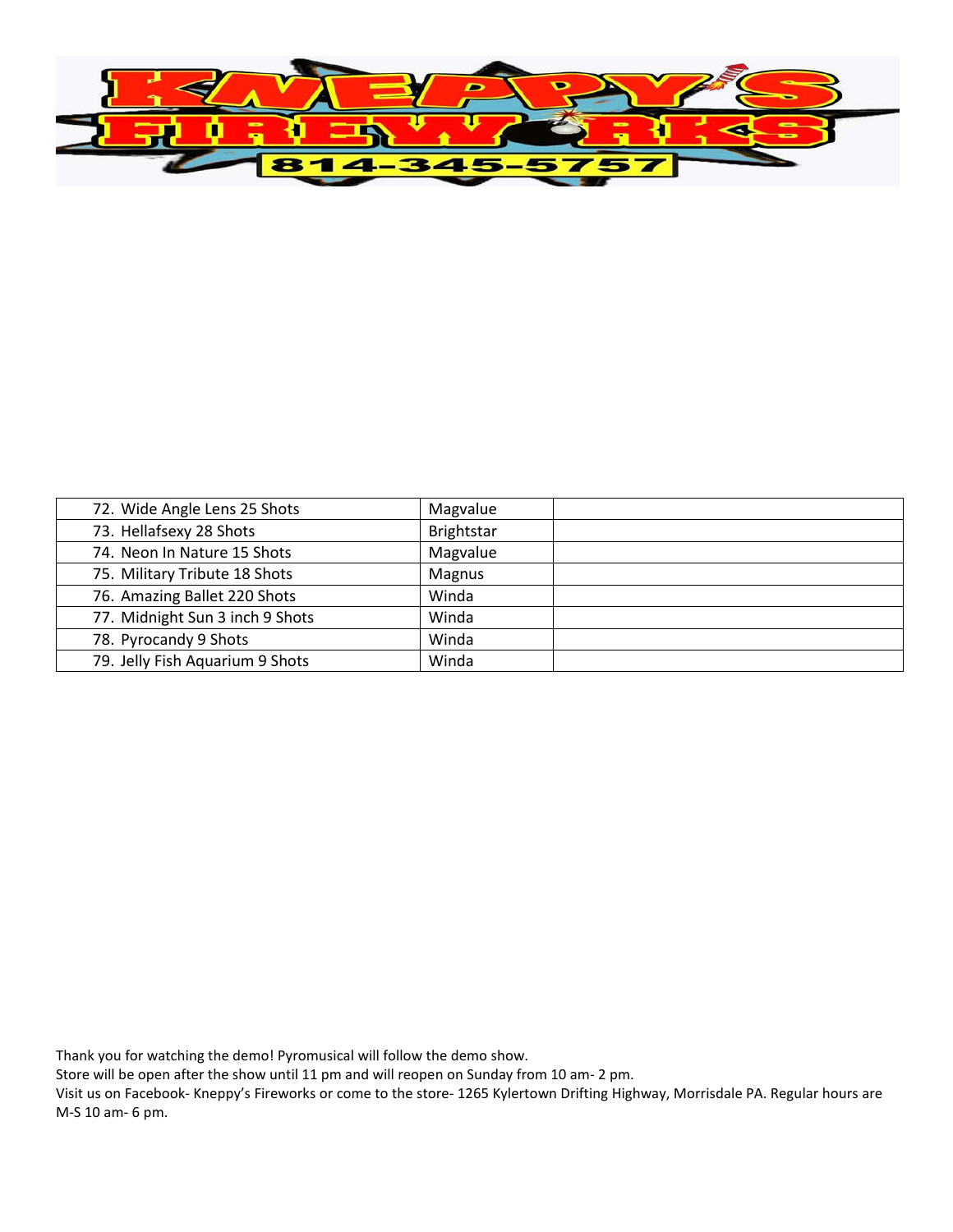| | | |
|---|---|---|
| 72. Wide Angle Lens 25 Shots | Magvalue | |
| 73. Hellafsexy 28 Shots | Brightstar | |
| 74. Neon In Nature 15 Shots | Magvalue | |
| 75. Military Tribute 18 Shots | Magnus | |
| 76. Amazing Ballet 220 Shots | Winda | |
| 77. Midnight Sun 3 inch 9 Shots | Winda | |
| 78. Pyrocandy 9 Shots | Winda | |
| 79. Jelly Fish Aquarium 9 Shots | Winda | |

Thank you for watching the demo! Pyromusical will follow the demo show.
Store will be open after the show until 11 pm and will reopen on Sunday from 10 am- 2 pm.
Visit us on Facebook- Kneppy's Fireworks or come to the store- 1265 Kylertown Drifting Highway, Morrisdale PA. Regular hours are M-S 10 am- 6 pm.